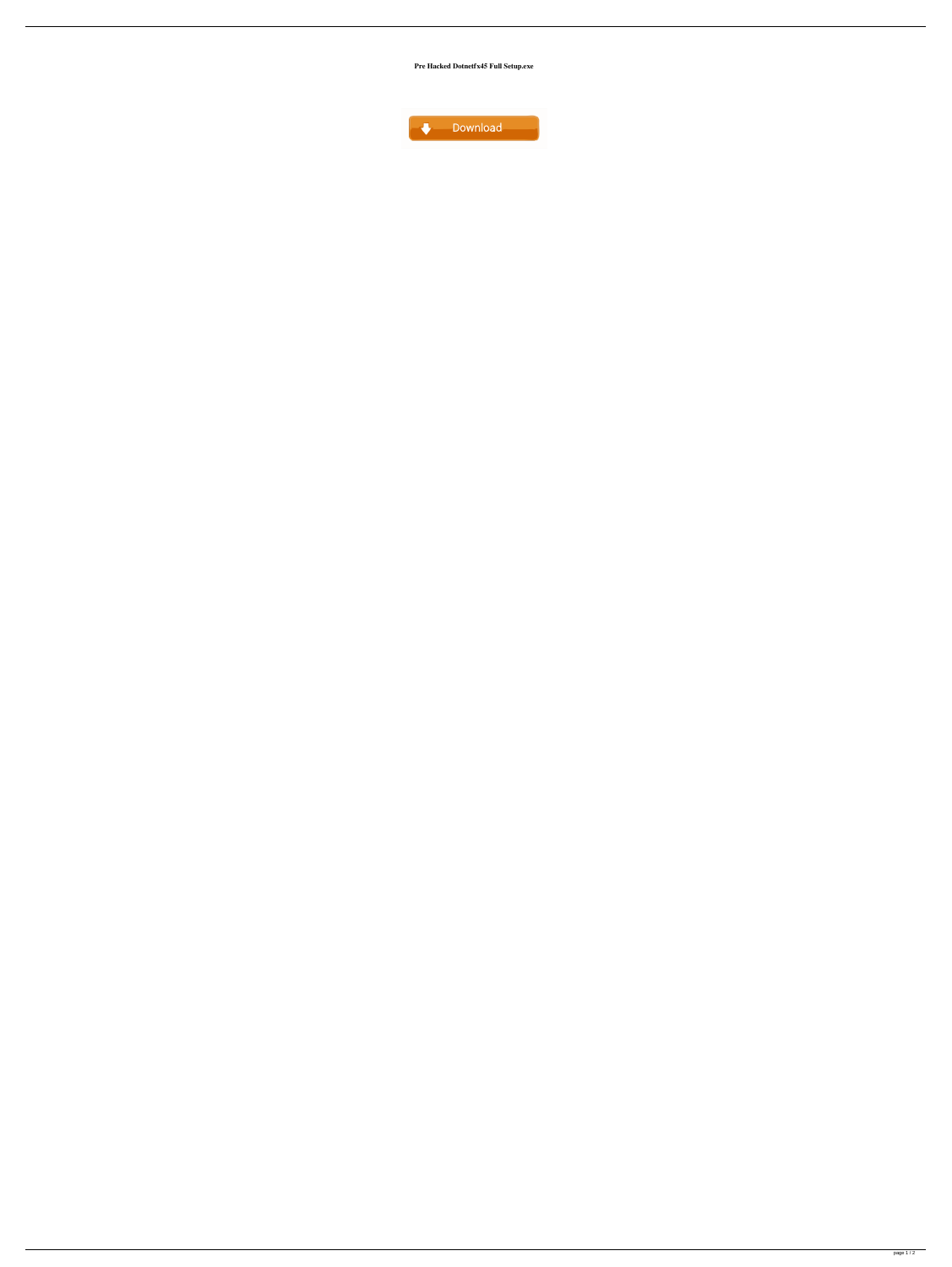**Pre Hacked Dotnetfx45 Full Setup.exe**

Download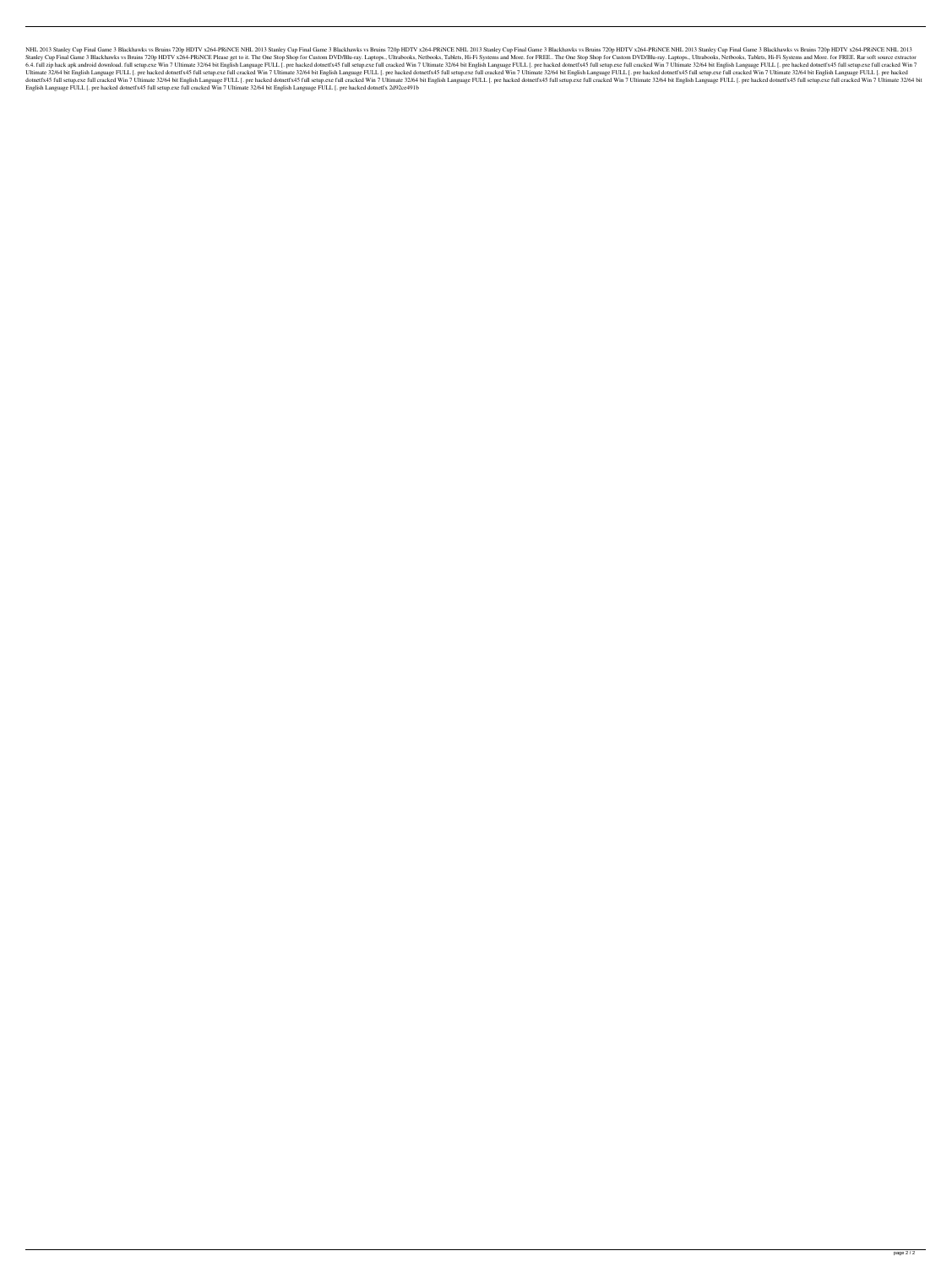NHL 2013 Stanley Cup Final Game 3 Blackhawks vs Bruins 720p HDTV x264-PRiNCE NHL 2013 Stanley Cup Final Game 3 Blackhawks vs Bruins 720p HDTV x264-PRiNCE NHL 2013 Stanley Cup Final Game 3 Blackhawks vs Bruins 720p HDTV x264-PRiNCE NHL 2013 Stanley Cup Final Game 3 Blackhawks vs Bruins 720p HDTV x264-PRiNCE NHL 2013 Stanley Cup Final Game 3 Blackhawks vs Bruins 720p HDTV x264-PRiNCE Please get to it. The One Stop Shop for Custom DVD/Blu-ray. Laptops., Ultrabooks, Netbooks, Tablets, Hi-Fi Systems and More. for FREE.. The One Stop Shop for Custom DVD/Blu-ray. Laptops., Ultrabooks, Netbooks, Tablets, Hi-Fi Systems and More. for FREE. Rar soft source extractor 6.4. full zip hack apk android download. full setup.exe Win 7 Ultimate 32/64 bit English Language FULL [. pre hacked dotnetfx45 full setup.exe full cracked Win 7 Ultimate 32/64 bit English Language FULL [. pre hacked dotnetfx45 full setup.exe full cracked Win 7 Ultimate 32/64 bit English Language FULL [. pre hacked dotnetfx45 full setup.exe full cracked Win 7 Ultimate 32/64 bit English Language FULL [. pre hacked dotnetfx45 full setup.exe full cracked Win 7 Ultimate 32/64 bit English Language FULL [. pre hacked dotnetfx45 full setup.exe full cracked Win 7 Ultimate 32/64 bit English Language FULL [. pre hacked dotnetfx45 full setup.exe full cracked Win 7 Ultimate 32/64 bit English Language FULL [. pre hacked dotnetfx45 full setup.exe full cracked Win 7 Ultimate 32/64 bit English Language FULL [. pre hacked dotnetfx45 full setup.exe full cracked Win 7 Ultimate 32/64 bit English Language FULL [. pre hacked dotnetfx45 full setup.exe full cracked Win 7 Ultimate 32/64 bit English Language FULL [. pre hacked dotnetfx45 full setup.exe full cracked Win 7 Ultimate 32/64 bit English Language FULL [. pre hacked dotnetfx45 full setup.exe full cracked Win 7 Ultimate 32/64 bit English Language FULL [. pre hacked dotnetfx 2d92ce491b